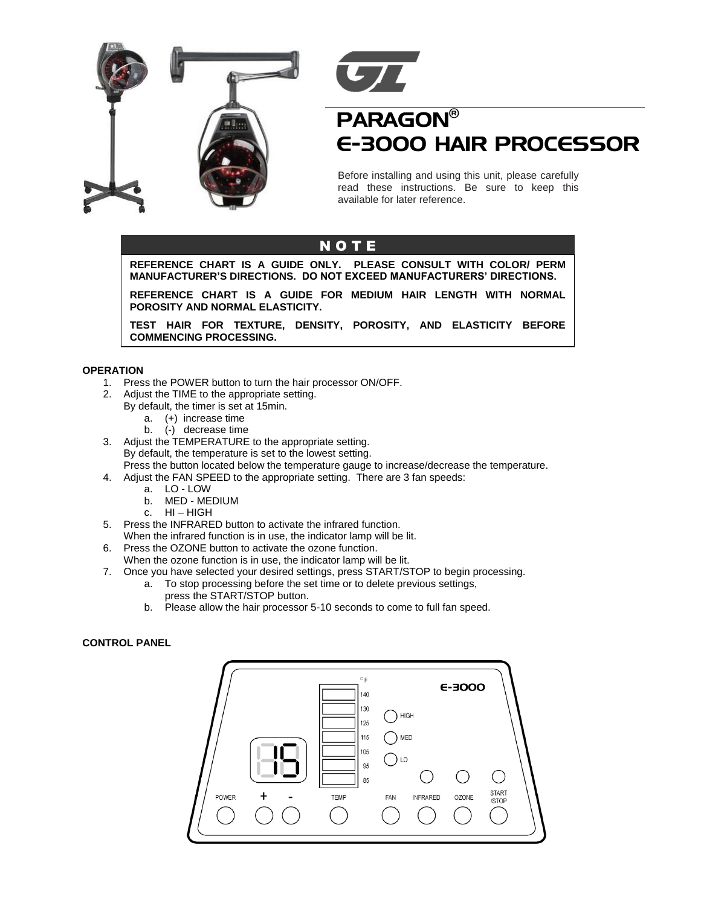# PARAGON®

# E-3000 HAIR PROCESSOR

Before installing and using this unit, please carefully read these instructions. Be sure to keep this available for later reference.

## NOTE

**REFERENCE CHART IS A GUIDE ONLY. PLEASE CONSULT WITH COLOR/ PERM MANUFACTURER'S DIRECTIONS. DO NOT EXCEED MANUFACTURERS' DIRECTIONS.**

**REFERENCE CHART IS A GUIDE FOR MEDIUM HAIR LENGTH WITH NORMAL POROSITY AND NORMAL ELASTICITY.**

**TEST HAIR FOR TEXTURE, DENSITY, POROSITY, AND ELASTICITY BEFORE COMMENCING PROCESSING.**

### OPERATION

1. Press the POWER button to turn the hair processor ON/OFF.
2. Adjust the TIME to the appropriate setting.
   By default, the timer is set at 15min.
   a. (+) increase time
   b. (-) decrease time
3. Adjust the TEMPERATURE to the appropriate setting.
   By default, the temperature is set to the lowest setting.
   Press the button located below the temperature gauge to increase/decrease the temperature.
4. Adjust the FAN SPEED to the appropriate setting. There are 3 fan speeds:
   a. LO - LOW
   b. MED - MEDIUM
   c. HI – HIGH
5. Press the INFRARED button to activate the infrared function.
   When the infrared function is in use, the indicator lamp will be lit.
6. Press the OZONE button to activate the ozone function.
   When the ozone function is in use, the indicator lamp will be lit.
7. Once you have selected your desired settings, press START/STOP to begin processing.
   a. To stop processing before the set time or to delete previous settings, press the START/STOP button.
   b. Please allow the hair processor 5-10 seconds to come to full fan speed.

### CONTROL PANEL

E-3000

°F: 140, 130, 125, 115, 105, 95, 85

15

HIGH, MED, LO

POWER, +, -, TEMP, FAN, INFRARED, OZONE, START/STOP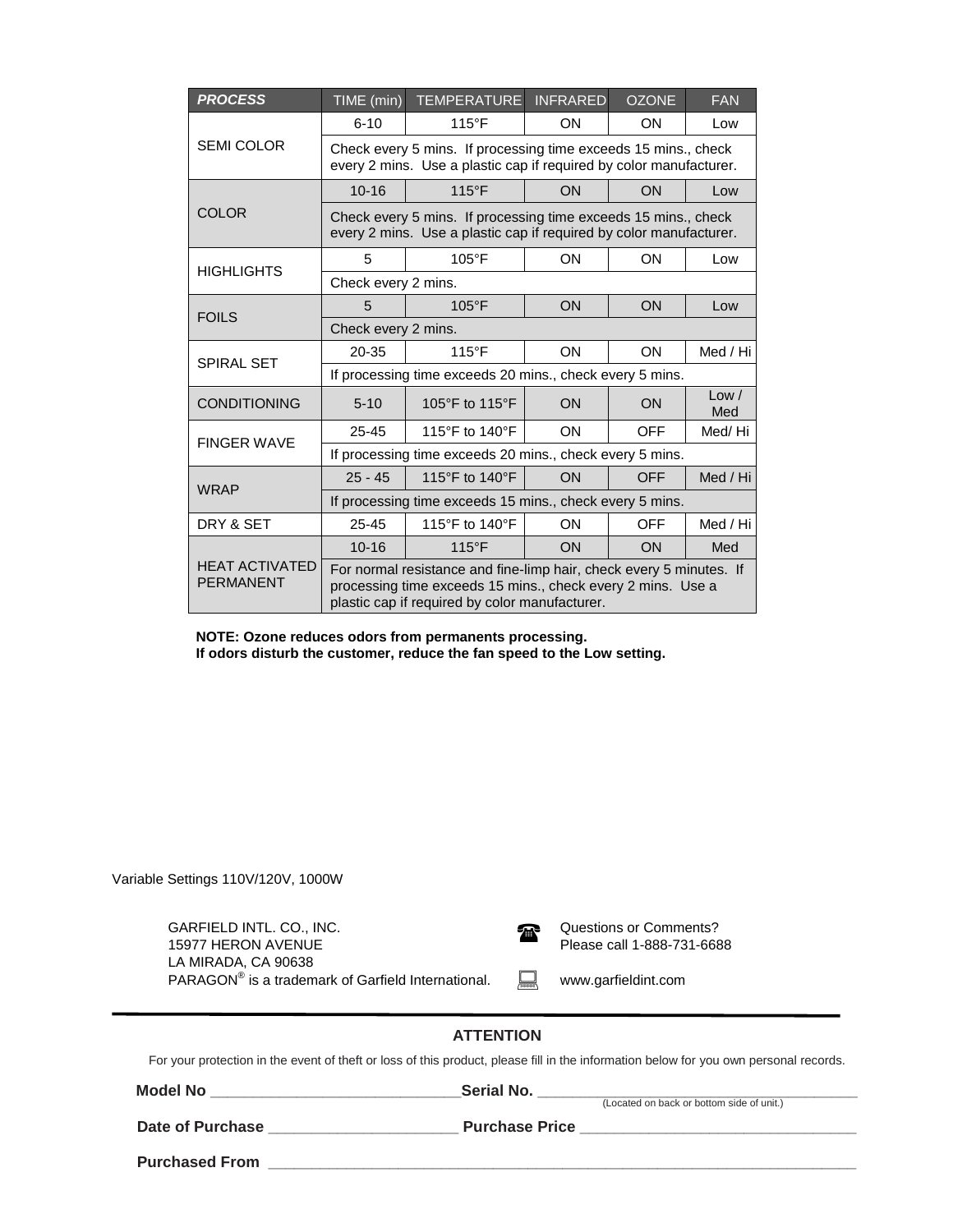| ***PROCESS*** | TIME (min) | TEMPERATURE | INFRARED | OZONE | FAN |
|---|---|---|---|---|---|
| SEMI COLOR | 6-10 | 115°F | ON | ON | Low |
| | Check every 5 mins. If processing time exceeds 15 mins., check every 2 mins. Use a plastic cap if required by color manufacturer. | | | | |
| COLOR | 10-16 | 115°F | ON | ON | Low |
| | Check every 5 mins. If processing time exceeds 15 mins., check every 2 mins. Use a plastic cap if required by color manufacturer. | | | | |
| HIGHLIGHTS | 5 | 105°F | ON | ON | Low |
| | Check every 2 mins. | | | | |
| FOILS | 5 | 105°F | ON | ON | Low |
| | Check every 2 mins. | | | | |
| SPIRAL SET | 20-35 | 115°F | ON | ON | Med / Hi |
| | If processing time exceeds 20 mins., check every 5 mins. | | | | |
| CONDITIONING | 5-10 | 105°F to 115°F | ON | ON | Low / Med |
| FINGER WAVE | 25-45 | 115°F to 140°F | ON | OFF | Med/ Hi |
| | If processing time exceeds 20 mins., check every 5 mins. | | | | |
| WRAP | 25 - 45 | 115°F to 140°F | ON | OFF | Med / Hi |
| | If processing time exceeds 15 mins., check every 5 mins. | | | | |
| DRY & SET | 25-45 | 115°F to 140°F | ON | OFF | Med / Hi |
| HEAT ACTIVATED PERMANENT | 10-16 | 115°F | ON | ON | Med |
| | For normal resistance and fine-limp hair, check every 5 minutes. If processing time exceeds 15 mins., check every 2 mins. Use a plastic cap if required by color manufacturer. | | | | |

**NOTE: Ozone reduces odors from permanents processing.**
**If odors disturb the customer, reduce the fan speed to the Low setting.**

Variable Settings 110V/120V, 1000W

GARFIELD INTL. CO., INC.
15977 HERON AVENUE
LA MIRADA, CA 90638
PARAGON® is a trademark of Garfield International.

Questions or Comments?
Please call 1-888-731-6688

www.garfieldint.com

**ATTENTION**

For your protection in the event of theft or loss of this product, please fill in the information below for you own personal records.

**Model No** ______________________________ **Serial No.** ______________________________
(Located on back or bottom side of unit.)

**Date of Purchase** ______________________ **Purchase Price** ______________________________

**Purchased From** ______________________________________________________________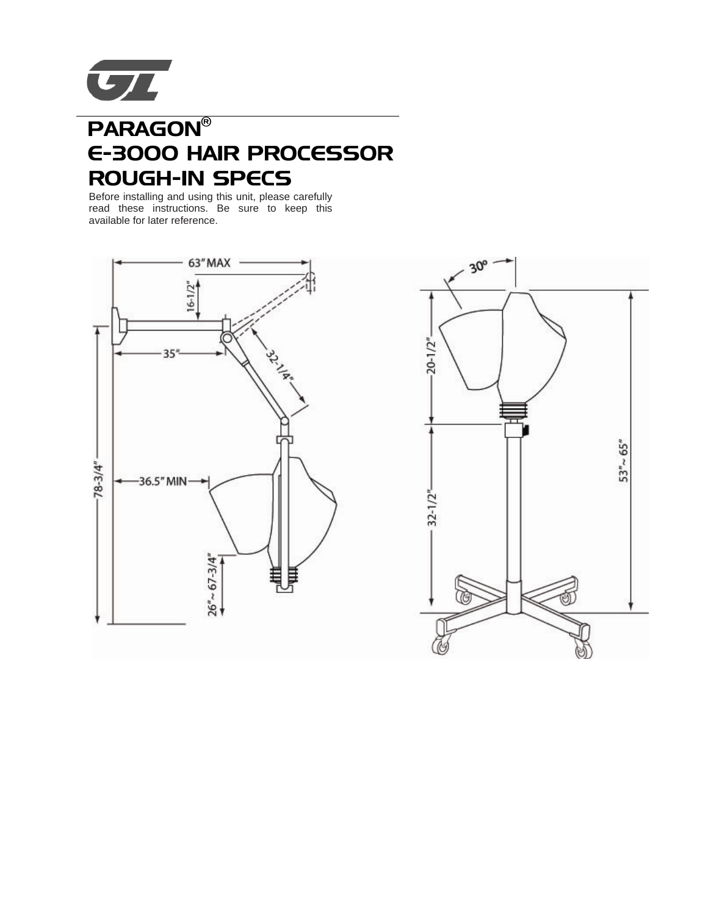# PARAGON®
# E-3000 HAIR PROCESSOR
# ROUGH-IN SPECS

Before installing and using this unit, please carefully read these instructions. Be sure to keep this available for later reference.

63" MAX

16-1/2"

35"

32-1/4"

78-3/4"

36.5" MIN

26"~ 67-3/4"

30°

20-1/2"

32-1/2"

53"~ 65"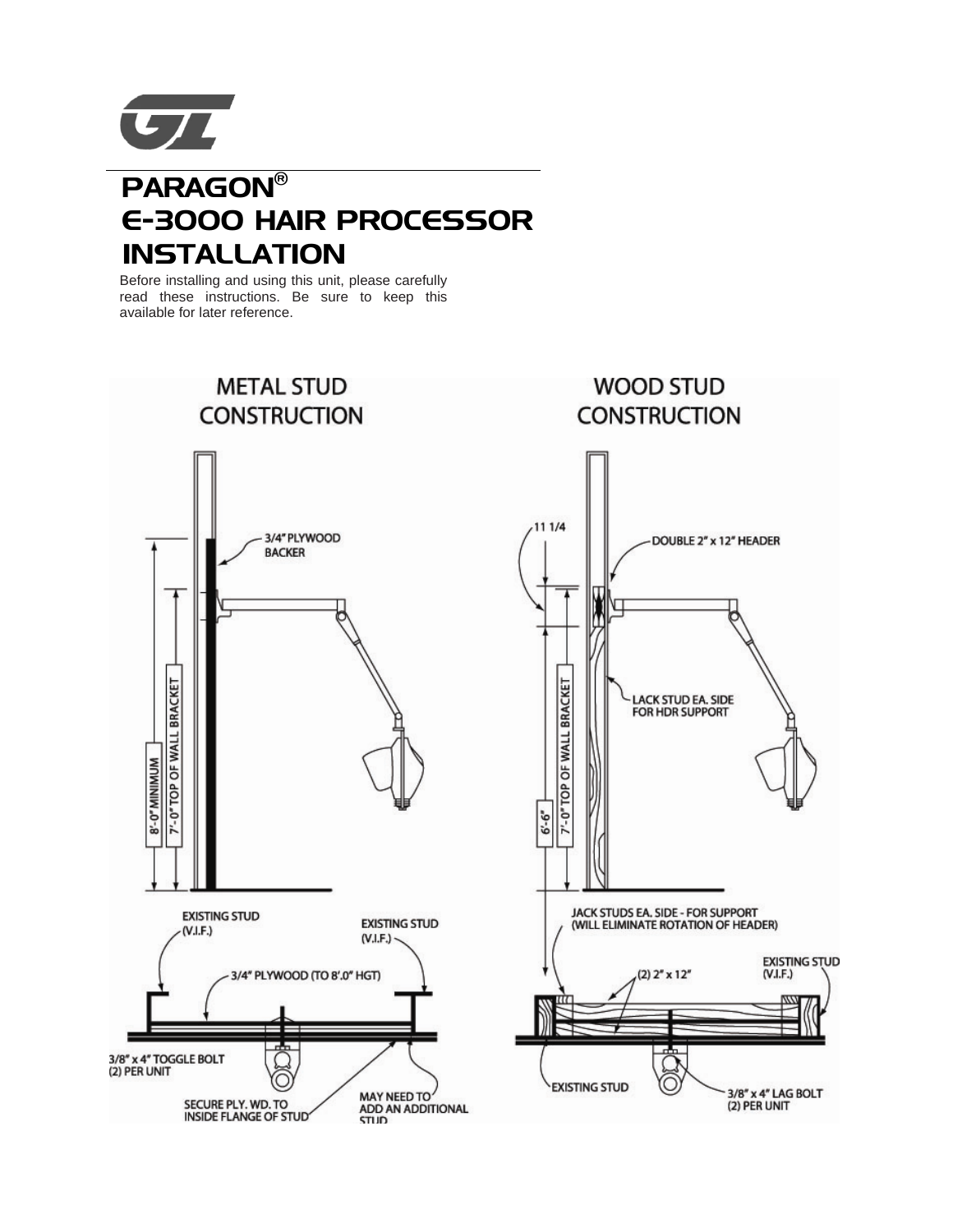# PARAGON®
# E-3000 HAIR PROCESSOR
# INSTALLATION

Before installing and using this unit, please carefully read these instructions. Be sure to keep this available for later reference.

METAL STUD CONSTRUCTION

3/4" PLYWOOD BACKER

8'-0" MINIMUM

7'-0" TOP OF WALL BRACKET

EXISTING STUD (V.I.F.)

EXISTING STUD (V.I.F.)

3/4" PLYWOOD (TO 8'.0" HGT)

3/8" x 4" TOGGLE BOLT (2) PER UNIT

SECURE PLY. WD. TO INSIDE FLANGE OF STUD

MAY NEED TO ADD AN ADDITIONAL STUD

WOOD STUD CONSTRUCTION

11 1/4

DOUBLE 2" x 12" HEADER

LACK STUD EA. SIDE FOR HDR SUPPORT

6'-6"

7'-0" TOP OF WALL BRACKET

JACK STUDS EA. SIDE - FOR SUPPORT (WILL ELIMINATE ROTATION OF HEADER)

(2) 2" x 12"

EXISTING STUD (V.I.F.)

EXISTING STUD

3/8" x 4" LAG BOLT (2) PER UNIT